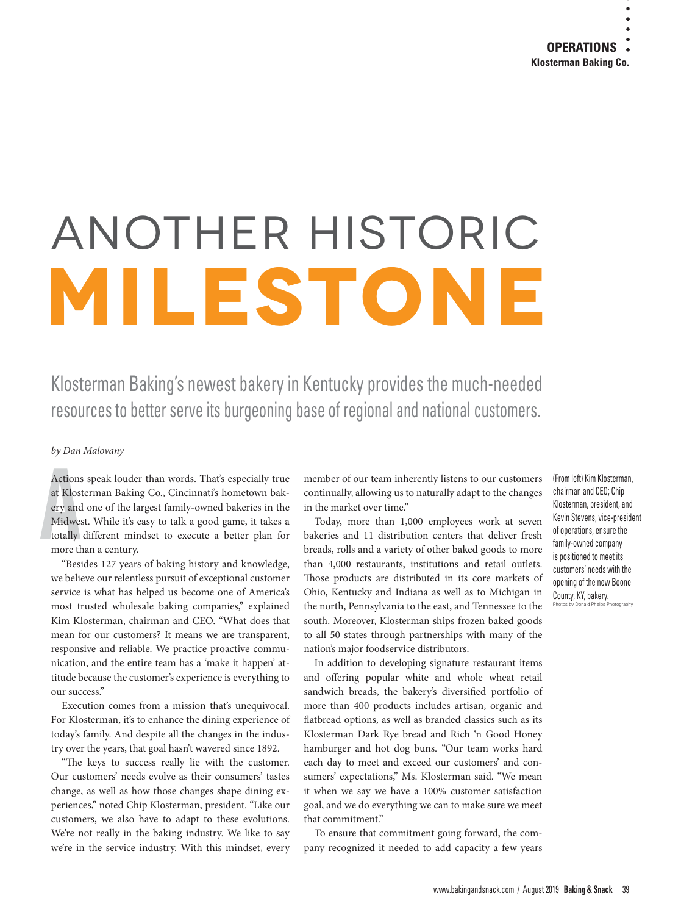# ANOTHER HISTORIC MILESTONE

## Klosterman Baking's newest bakery in Kentucky provides the much-needed resources to better serve its burgeoning base of regional and national customers.

*by Dan Malovany*

Actions speak louder than words. That's especially true at Klosterman Baking Co., Cincinnati's hometown bakery and one of the largest family-owned bakeries in the Midwest. While it's easy to talk a good game, it takes a totally different mindset to execute a better plan for more than a century.

"Besides 127 years of baking history and knowledge, we believe our relentless pursuit of exceptional customer service is what has helped us become one of America's most trusted wholesale baking companies," explained Kim Klosterman, chairman and CEO. "What does that mean for our customers? It means we are transparent, responsive and reliable. We practice proactive communication, and the entire team has a 'make it happen' attitude because the customer's experience is everything to our success."

Execution comes from a mission that's unequivocal. For Klosterman, it's to enhance the dining experience of today's family. And despite all the changes in the industry over the years, that goal hasn't wavered since 1892.

"The keys to success really lie with the customer. Our customers' needs evolve as their consumers' tastes change, as well as how those changes shape dining experiences," noted Chip Klosterman, president. "Like our customers, we also have to adapt to these evolutions. We're not really in the baking industry. We like to say we're in the service industry. With this mindset, every member of our team inherently listens to our customers continually, allowing us to naturally adapt to the changes in the market over time."

Today, more than 1,000 employees work at seven bakeries and 11 distribution centers that deliver fresh breads, rolls and a variety of other baked goods to more than 4,000 restaurants, institutions and retail outlets. Those products are distributed in its core markets of Ohio, Kentucky and Indiana as well as to Michigan in the north, Pennsylvania to the east, and Tennessee to the south. Moreover, Klosterman ships frozen baked goods to all 50 states through partnerships with many of the nation's major foodservice distributors.

In addition to developing signature restaurant items and offering popular white and whole wheat retail sandwich breads, the bakery's diversified portfolio of more than 400 products includes artisan, organic and flatbread options, as well as branded classics such as its Klosterman Dark Rye bread and Rich 'n Good Honey hamburger and hot dog buns. "Our team works hard each day to meet and exceed our customers' and consumers' expectations," Ms. Klosterman said. "We mean it when we say we have a 100% customer satisfaction goal, and we do everything we can to make sure we meet that commitment."

To ensure that commitment going forward, the company recognized it needed to add capacity a few years

(From left) Kim Klosterman, chairman and CEO; Chip Klosterman, president, and Kevin Stevens, vice-president of operations, ensure the family-owned company is positioned to meet its customers' needs with the opening of the new Boone County, KY, bakery.

Photos by Donald Phelps Photography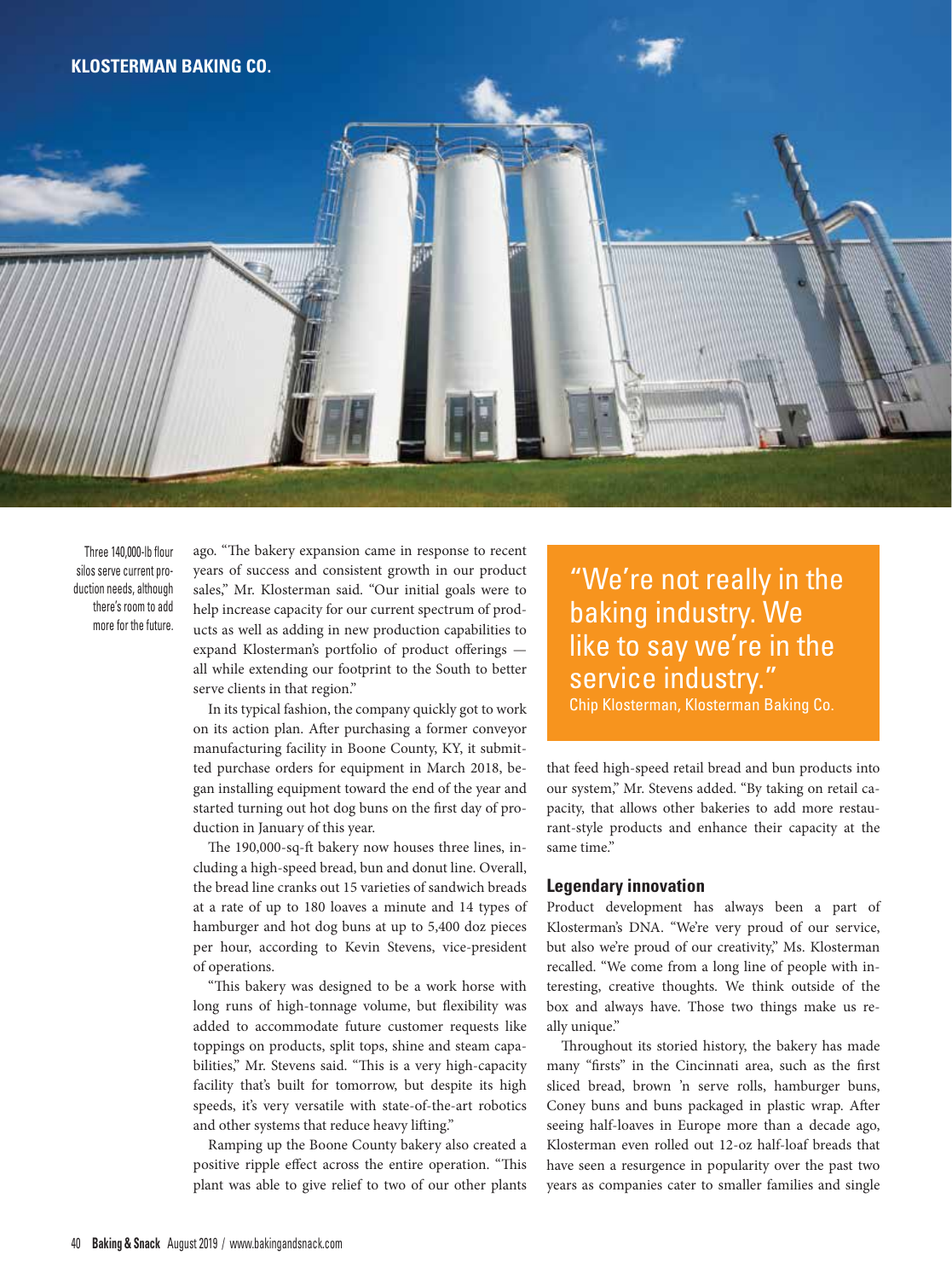Three 140,000-lb flour silos serve current production needs, although there's room to add more for the future.

ago. "The bakery expansion came in response to recent years of success and consistent growth in our product sales," Mr. Klosterman said. "Our initial goals were to help increase capacity for our current spectrum of products as well as adding in new production capabilities to expand Klosterman's portfolio of product offerings — all while extending our footprint to the South to better serve clients in that region."

In its typical fashion, the company quickly got to work on its action plan. After purchasing a former conveyor manufacturing facility in Boone County, KY, it submitted purchase orders for equipment in March 2018, began installing equipment toward the end of the year and started turning out hot dog buns on the first day of production in January of this year.

The 190,000-sq-ft bakery now houses three lines, including a high-speed bread, bun and donut line. Overall, the bread line cranks out 15 varieties of sandwich breads at a rate of up to 180 loaves a minute and 14 types of hamburger and hot dog buns at up to 5,400 doz pieces per hour, according to Kevin Stevens, vice-president of operations.

"This bakery was designed to be a work horse with long runs of high-tonnage volume, but flexibility was added to accommodate future customer requests like toppings on products, split tops, shine and steam capabilities," Mr. Stevens said. "This is a very high-capacity facility that's built for tomorrow, but despite its high speeds, it's very versatile with state-of-the-art robotics and other systems that reduce heavy lifting."

Ramping up the Boone County bakery also created a positive ripple effect across the entire operation. "This plant was able to give relief to two of our other plants that feed high-speed retail bread and bun products into our system," Mr. Stevens added. "By taking on retail capacity, that allows other bakeries to add more restaurant-style products and enhance their capacity at the same time."

> "We're not really in the baking industry. We like to say we're in the service industry."
> Chip Klosterman, Klosterman Baking Co.

## Legendary innovation

Product development has always been a part of Klosterman's DNA. "We're very proud of our service, but also we're proud of our creativity," Ms. Klosterman recalled. "We come from a long line of people with interesting, creative thoughts. We think outside of the box and always have. Those two things make us really unique."

Throughout its storied history, the bakery has made many "firsts" in the Cincinnati area, such as the first sliced bread, brown 'n serve rolls, hamburger buns, Coney buns and buns packaged in plastic wrap. After seeing half-loaves in Europe more than a decade ago, Klosterman even rolled out 12-oz half-loaf breads that have seen a resurgence in popularity over the past two years as companies cater to smaller families and single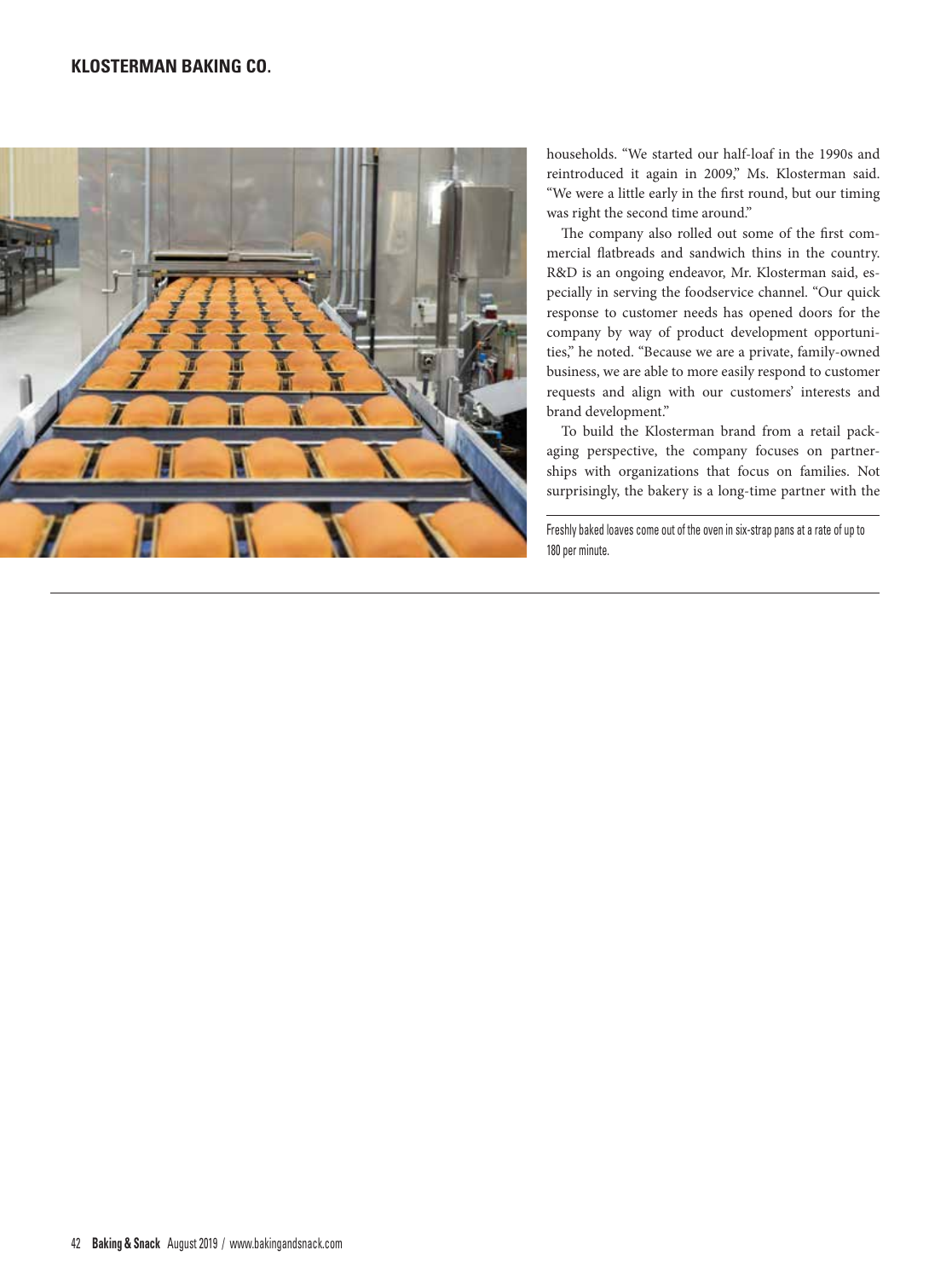households. "We started our half-loaf in the 1990s and reintroduced it again in 2009," Ms. Klosterman said. "We were a little early in the first round, but our timing was right the second time around."

The company also rolled out some of the first commercial flatbreads and sandwich thins in the country. R&D is an ongoing endeavor, Mr. Klosterman said, especially in serving the foodservice channel. "Our quick response to customer needs has opened doors for the company by way of product development opportunities," he noted. "Because we are a private, family-owned business, we are able to more easily respond to customer requests and align with our customers' interests and brand development."

To build the Klosterman brand from a retail packaging perspective, the company focuses on partnerships with organizations that focus on families. Not surprisingly, the bakery is a long-time partner with the

Freshly baked loaves come out of the oven in six-strap pans at a rate of up to 180 per minute.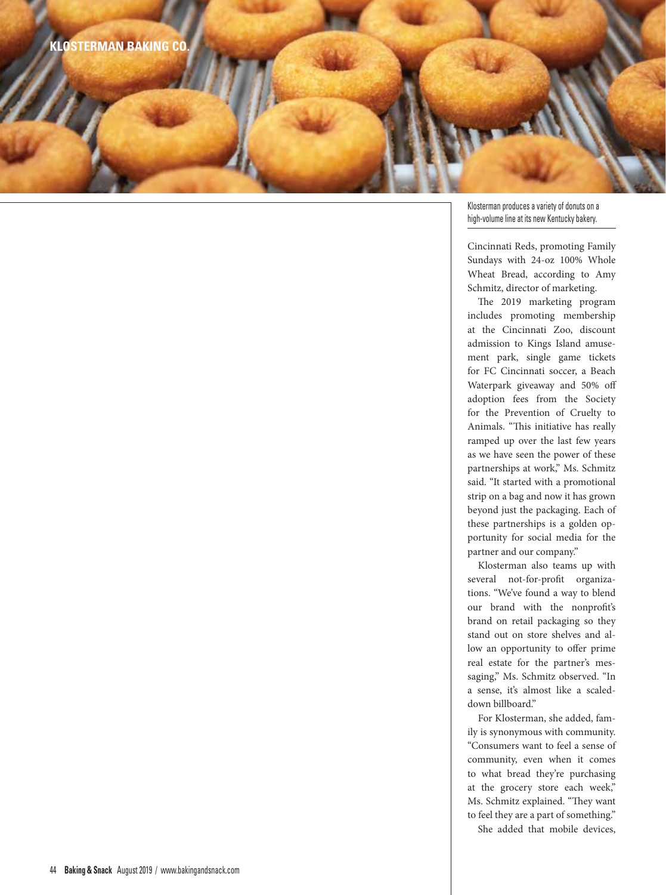Klosterman produces a variety of donuts on a high-volume line at its new Kentucky bakery.

Cincinnati Reds, promoting Family Sundays with 24-oz 100% Whole Wheat Bread, according to Amy Schmitz, director of marketing.

The 2019 marketing program includes promoting membership at the Cincinnati Zoo, discount admission to Kings Island amusement park, single game tickets for FC Cincinnati soccer, a Beach Waterpark giveaway and 50% off adoption fees from the Society for the Prevention of Cruelty to Animals. "This initiative has really ramped up over the last few years as we have seen the power of these partnerships at work," Ms. Schmitz said. "It started with a promotional strip on a bag and now it has grown beyond just the packaging. Each of these partnerships is a golden opportunity for social media for the partner and our company."

Klosterman also teams up with several not-for-profit organizations. "We've found a way to blend our brand with the nonprofit's brand on retail packaging so they stand out on store shelves and allow an opportunity to offer prime real estate for the partner's messaging," Ms. Schmitz observed. "In a sense, it's almost like a scaled-down billboard."

For Klosterman, she added, family is synonymous with community. "Consumers want to feel a sense of community, even when it comes to what bread they're purchasing at the grocery store each week," Ms. Schmitz explained. "They want to feel they are a part of something."

She added that mobile devices,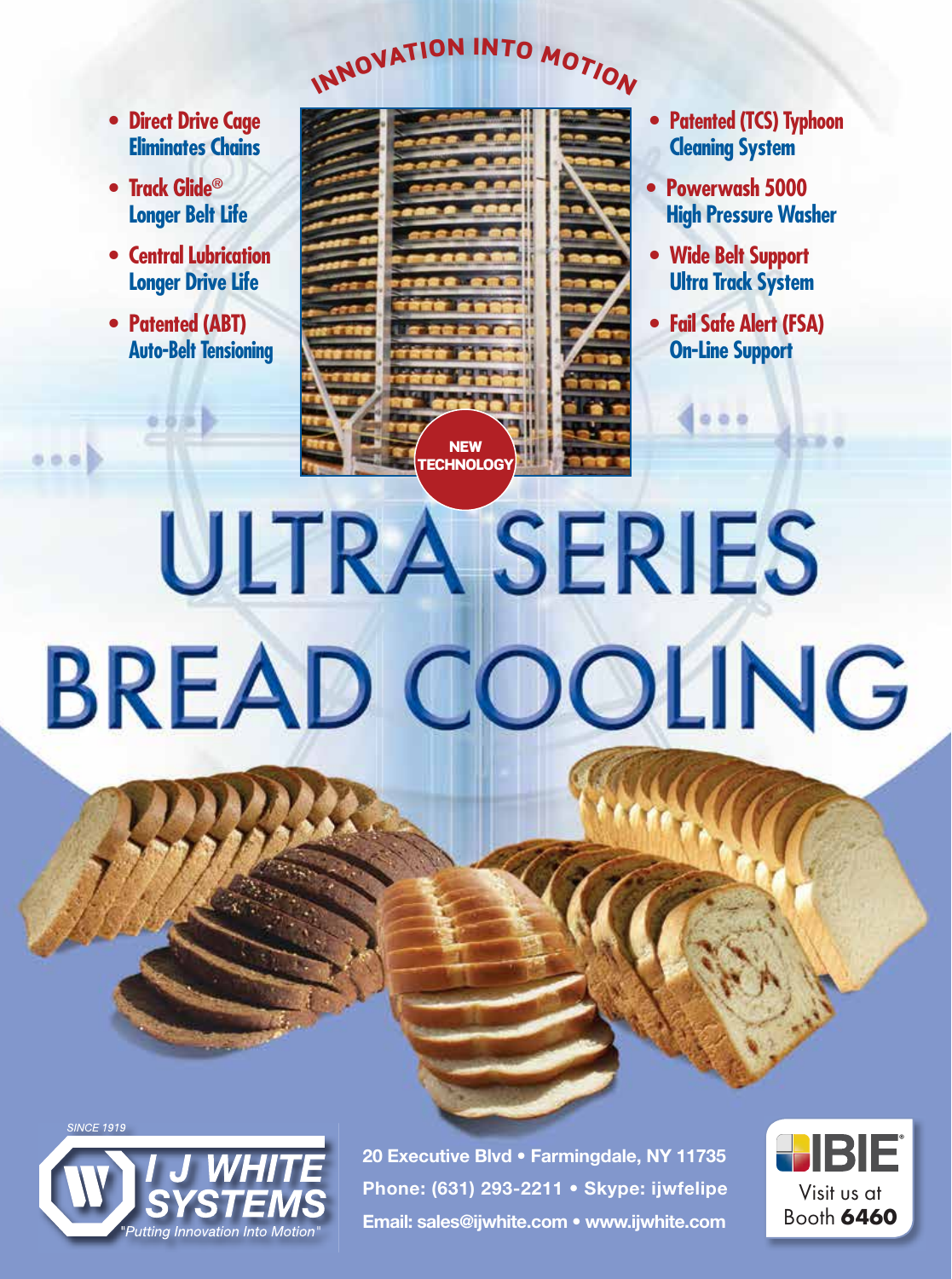INNOVATION INTO MOTION

- **Direct Drive Cage** Eliminates Chains
- **Track Glide®** Longer Belt Life
- **Central Lubrication** Longer Drive Life
- **Patented (ABT)** Auto-Belt Tensioning

- **Patented (TCS) Typhoon** Cleaning System
- **Powerwash 5000** High Pressure Washer
- **Wide Belt Support** Ultra Track System
- **Fail Safe Alert (FSA)** On-Line Support

NEW TECHNOLOGY

# ULTRA SERIES BREAD COOLING

SINCE 1919

**I J WHITE SYSTEMS**

*"Putting Innovation Into Motion"*

**20 Executive Blvd • Farmingdale, NY 11735**
**Phone: (631) 293-2211 • Skype: ijwfelipe**
**Email: sales@ijwhite.com • www.ijwhite.com**

IBIE® Visit us at Booth **6460**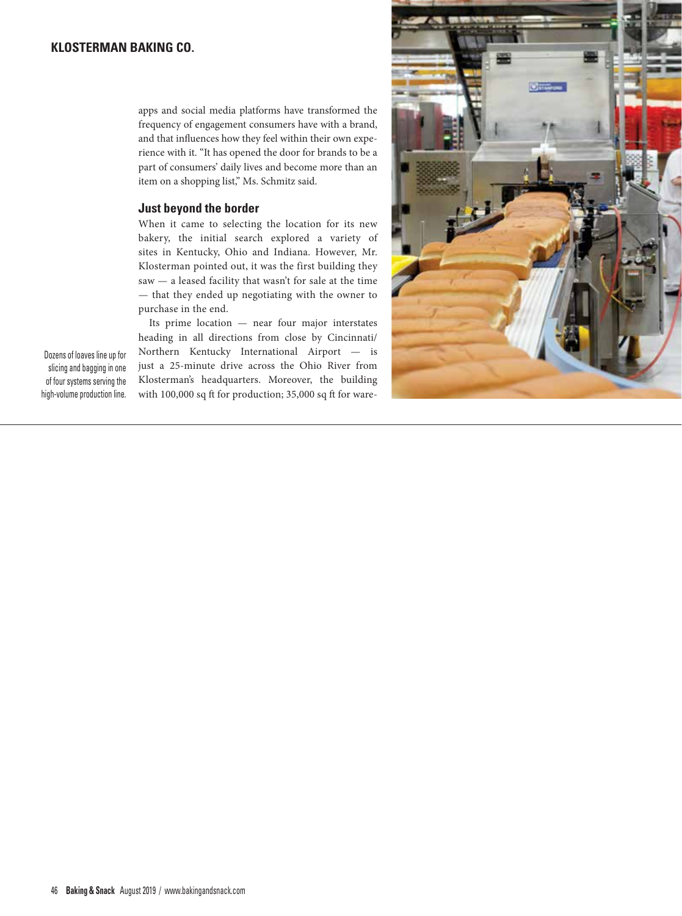apps and social media platforms have transformed the frequency of engagement consumers have with a brand, and that influences how they feel within their own experience with it. "It has opened the door for brands to be a part of consumers' daily lives and become more than an item on a shopping list," Ms. Schmitz said.

### Just beyond the border

When it came to selecting the location for its new bakery, the initial search explored a variety of sites in Kentucky, Ohio and Indiana. However, Mr. Klosterman pointed out, it was the first building they saw — a leased facility that wasn't for sale at the time — that they ended up negotiating with the owner to purchase in the end.

Its prime location — near four major interstates heading in all directions from close by Cincinnati/Northern Kentucky International Airport — is just a 25-minute drive across the Ohio River from Klosterman's headquarters. Moreover, the building with 100,000 sq ft for production; 35,000 sq ft for ware-

Dozens of loaves line up for slicing and bagging in one of four systems serving the high-volume production line.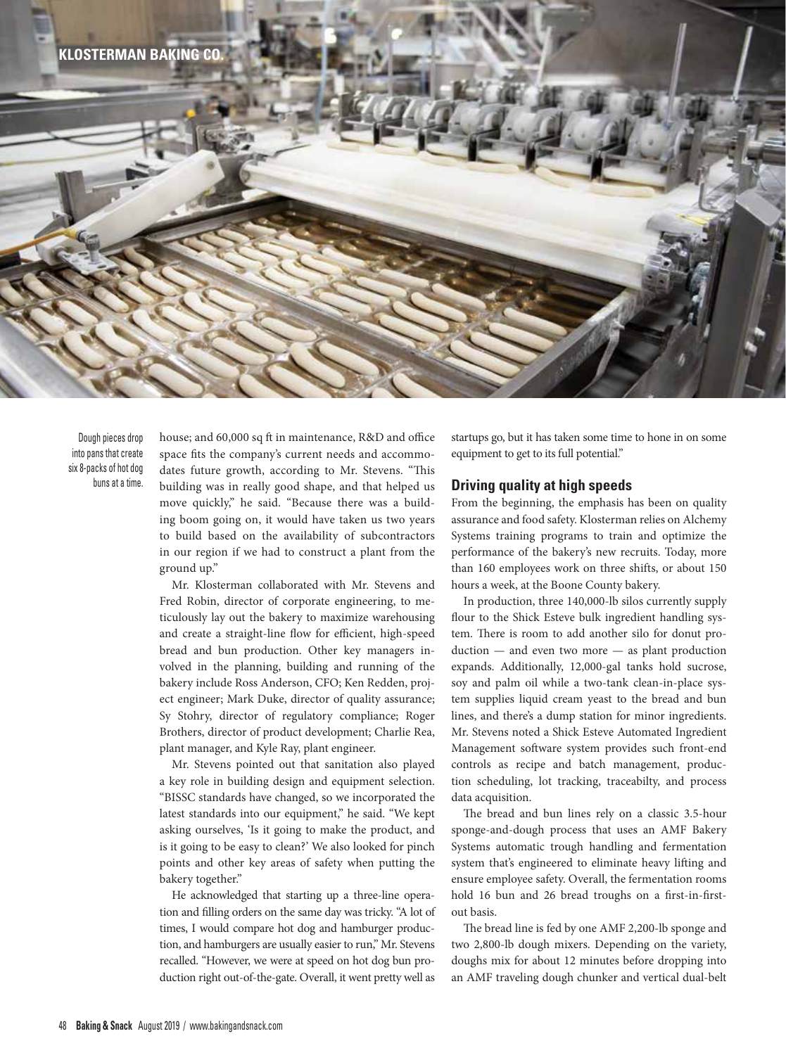Dough pieces drop into pans that create six 8-packs of hot dog buns at a time.

house; and 60,000 sq ft in maintenance, R&D and office space fits the company's current needs and accommodates future growth, according to Mr. Stevens. "This building was in really good shape, and that helped us move quickly," he said. "Because there was a building boom going on, it would have taken us two years to build based on the availability of subcontractors in our region if we had to construct a plant from the ground up."

Mr. Klosterman collaborated with Mr. Stevens and Fred Robin, director of corporate engineering, to meticulously lay out the bakery to maximize warehousing and create a straight-line flow for efficient, high-speed bread and bun production. Other key managers involved in the planning, building and running of the bakery include Ross Anderson, CFO; Ken Redden, project engineer; Mark Duke, director of quality assurance; Sy Stohry, director of regulatory compliance; Roger Brothers, director of product development; Charlie Rea, plant manager, and Kyle Ray, plant engineer.

Mr. Stevens pointed out that sanitation also played a key role in building design and equipment selection. "BISSC standards have changed, so we incorporated the latest standards into our equipment," he said. "We kept asking ourselves, 'Is it going to make the product, and is it going to be easy to clean?' We also looked for pinch points and other key areas of safety when putting the bakery together."

He acknowledged that starting up a three-line operation and filling orders on the same day was tricky. "A lot of times, I would compare hot dog and hamburger production, and hamburgers are usually easier to run," Mr. Stevens recalled. "However, we were at speed on hot dog bun production right out-of-the-gate. Overall, it went pretty well as startups go, but it has taken some time to hone in on some equipment to get to its full potential."

## Driving quality at high speeds

From the beginning, the emphasis has been on quality assurance and food safety. Klosterman relies on Alchemy Systems training programs to train and optimize the performance of the bakery's new recruits. Today, more than 160 employees work on three shifts, or about 150 hours a week, at the Boone County bakery.

In production, three 140,000-lb silos currently supply flour to the Shick Esteve bulk ingredient handling system. There is room to add another silo for donut production — and even two more — as plant production expands. Additionally, 12,000-gal tanks hold sucrose, soy and palm oil while a two-tank clean-in-place system supplies liquid cream yeast to the bread and bun lines, and there's a dump station for minor ingredients. Mr. Stevens noted a Shick Esteve Automated Ingredient Management software system provides such front-end controls as recipe and batch management, production scheduling, lot tracking, traceabilty, and process data acquisition.

The bread and bun lines rely on a classic 3.5-hour sponge-and-dough process that uses an AMF Bakery Systems automatic trough handling and fermentation system that's engineered to eliminate heavy lifting and ensure employee safety. Overall, the fermentation rooms hold 16 bun and 26 bread troughs on a first-in-first-out basis.

The bread line is fed by one AMF 2,200-lb sponge and two 2,800-lb dough mixers. Depending on the variety, doughs mix for about 12 minutes before dropping into an AMF traveling dough chunker and vertical dual-belt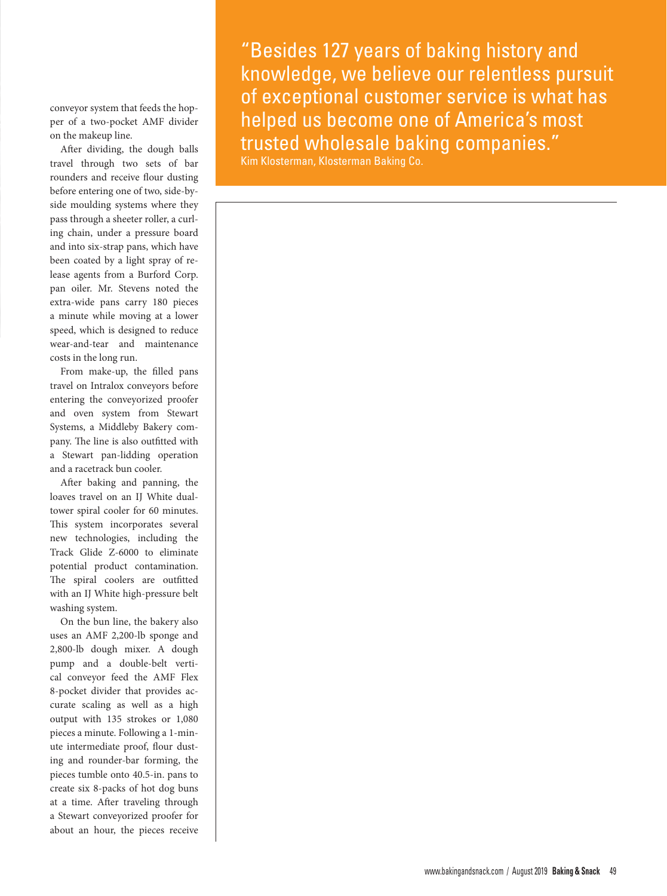conveyor system that feeds the hopper of a two-pocket AMF divider on the makeup line.

After dividing, the dough balls travel through two sets of bar rounders and receive flour dusting before entering one of two, side-by-side moulding systems where they pass through a sheeter roller, a curling chain, under a pressure board and into six-strap pans, which have been coated by a light spray of release agents from a Burford Corp. pan oiler. Mr. Stevens noted the extra-wide pans carry 180 pieces a minute while moving at a lower speed, which is designed to reduce wear-and-tear and maintenance costs in the long run.

From make-up, the filled pans travel on Intralox conveyors before entering the conveyorized proofer and oven system from Stewart Systems, a Middleby Bakery company. The line is also outfitted with a Stewart pan-lidding operation and a racetrack bun cooler.

After baking and panning, the loaves travel on an IJ White dual-tower spiral cooler for 60 minutes. This system incorporates several new technologies, including the Track Glide Z-6000 to eliminate potential product contamination. The spiral coolers are outfitted with an IJ White high-pressure belt washing system.

On the bun line, the bakery also uses an AMF 2,200-lb sponge and 2,800-lb dough mixer. A dough pump and a double-belt vertical conveyor feed the AMF Flex 8-pocket divider that provides accurate scaling as well as a high output with 135 strokes or 1,080 pieces a minute. Following a 1-minute intermediate proof, flour dusting and rounder-bar forming, the pieces tumble onto 40.5-in. pans to create six 8-packs of hot dog buns at a time. After traveling through a Stewart conveyorized proofer for about an hour, the pieces receive

> "Besides 127 years of baking history and knowledge, we believe our relentless pursuit of exceptional customer service is what has helped us become one of America's most trusted wholesale baking companies."
> Kim Klosterman, Klosterman Baking Co.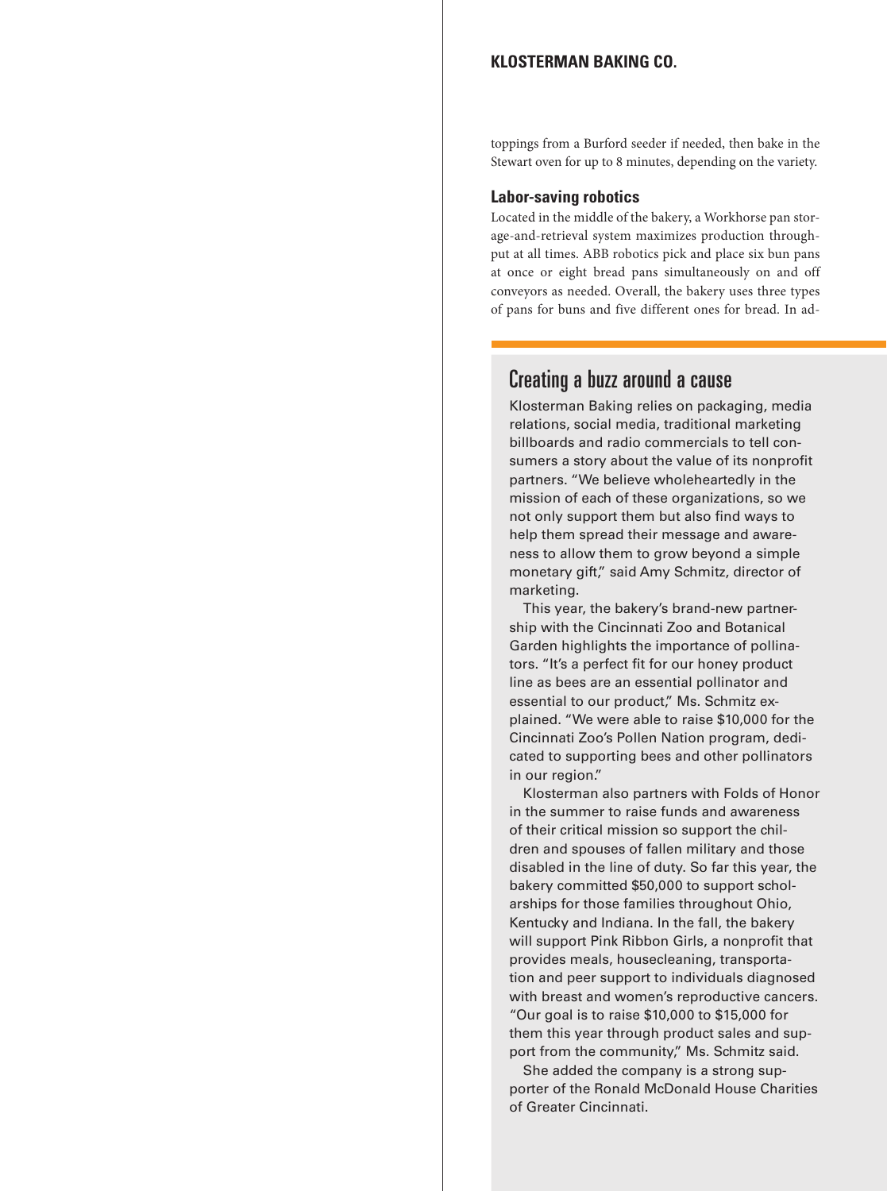toppings from a Burford seeder if needed, then bake in the Stewart oven for up to 8 minutes, depending on the variety.

### Labor-saving robotics

Located in the middle of the bakery, a Workhorse pan storage-and-retrieval system maximizes production throughput at all times. ABB robotics pick and place six bun pans at once or eight bread pans simultaneously on and off conveyors as needed. Overall, the bakery uses three types of pans for buns and five different ones for bread. In ad-

## Creating a buzz around a cause

Klosterman Baking relies on packaging, media relations, social media, traditional marketing billboards and radio commercials to tell consumers a story about the value of its nonprofit partners. "We believe wholeheartedly in the mission of each of these organizations, so we not only support them but also find ways to help them spread their message and awareness to allow them to grow beyond a simple monetary gift," said Amy Schmitz, director of marketing.

This year, the bakery's brand-new partnership with the Cincinnati Zoo and Botanical Garden highlights the importance of pollinators. "It's a perfect fit for our honey product line as bees are an essential pollinator and essential to our product," Ms. Schmitz explained. "We were able to raise $10,000 for the Cincinnati Zoo's Pollen Nation program, dedicated to supporting bees and other pollinators in our region."

Klosterman also partners with Folds of Honor in the summer to raise funds and awareness of their critical mission so support the children and spouses of fallen military and those disabled in the line of duty. So far this year, the bakery committed $50,000 to support scholarships for those families throughout Ohio, Kentucky and Indiana. In the fall, the bakery will support Pink Ribbon Girls, a nonprofit that provides meals, housecleaning, transportation and peer support to individuals diagnosed with breast and women's reproductive cancers. "Our goal is to raise $10,000 to $15,000 for them this year through product sales and support from the community," Ms. Schmitz said.

She added the company is a strong supporter of the Ronald McDonald House Charities of Greater Cincinnati.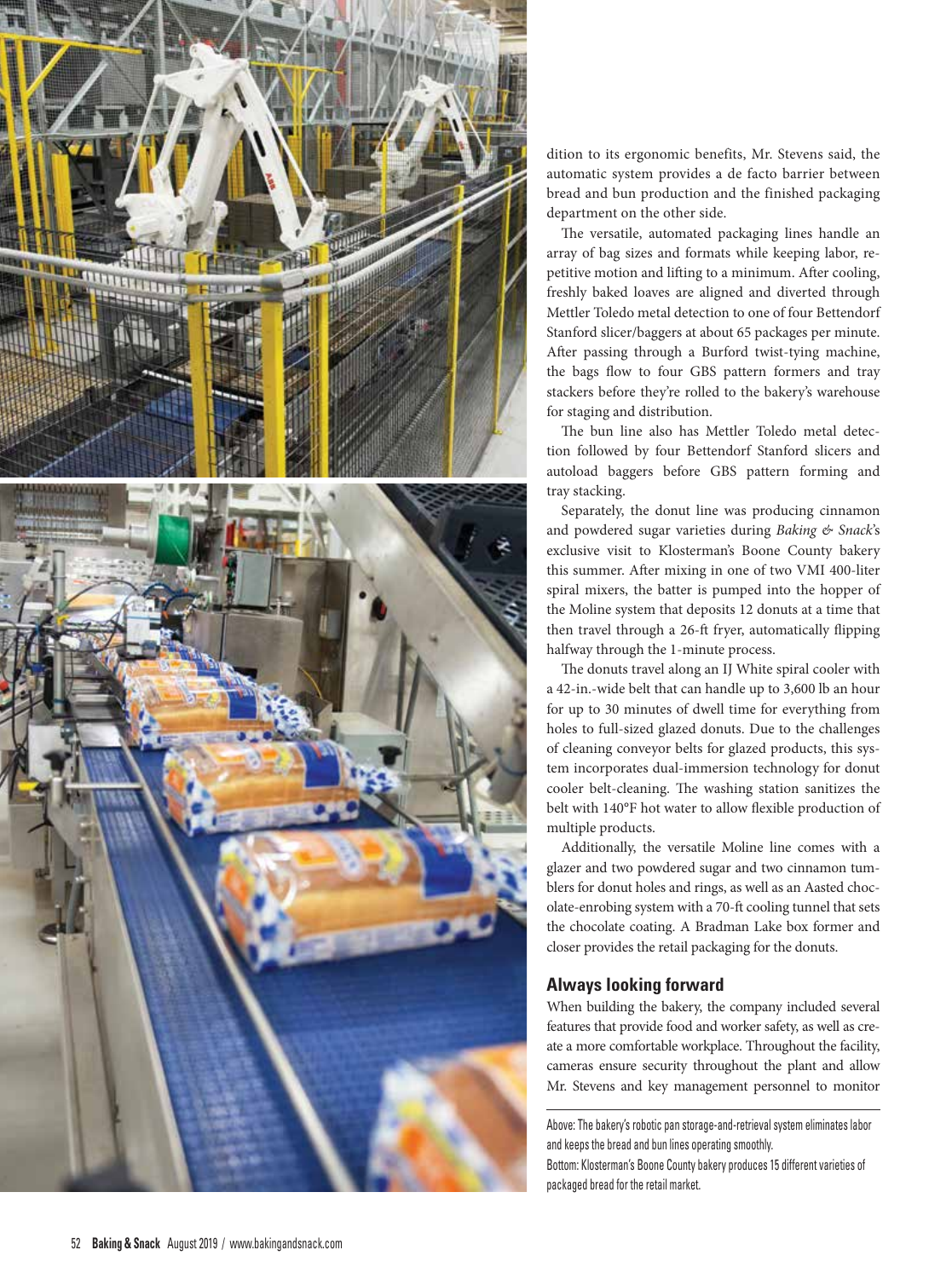dition to its ergonomic benefits, Mr. Stevens said, the automatic system provides a de facto barrier between bread and bun production and the finished packaging department on the other side.

The versatile, automated packaging lines handle an array of bag sizes and formats while keeping labor, repetitive motion and lifting to a minimum. After cooling, freshly baked loaves are aligned and diverted through Mettler Toledo metal detection to one of four Bettendorf Stanford slicer/baggers at about 65 packages per minute. After passing through a Burford twist-tying machine, the bags flow to four GBS pattern formers and tray stackers before they're rolled to the bakery's warehouse for staging and distribution.

The bun line also has Mettler Toledo metal detection followed by four Bettendorf Stanford slicers and autoload baggers before GBS pattern forming and tray stacking.

Separately, the donut line was producing cinnamon and powdered sugar varieties during *Baking & Snack*'s exclusive visit to Klosterman's Boone County bakery this summer. After mixing in one of two VMI 400-liter spiral mixers, the batter is pumped into the hopper of the Moline system that deposits 12 donuts at a time that then travel through a 26-ft fryer, automatically flipping halfway through the 1-minute process.

The donuts travel along an IJ White spiral cooler with a 42-in.-wide belt that can handle up to 3,600 lb an hour for up to 30 minutes of dwell time for everything from holes to full-sized glazed donuts. Due to the challenges of cleaning conveyor belts for glazed products, this system incorporates dual-immersion technology for donut cooler belt-cleaning. The washing station sanitizes the belt with 140°F hot water to allow flexible production of multiple products.

Additionally, the versatile Moline line comes with a glazer and two powdered sugar and two cinnamon tumblers for donut holes and rings, as well as an Aasted chocolate-enrobing system with a 70-ft cooling tunnel that sets the chocolate coating. A Bradman Lake box former and closer provides the retail packaging for the donuts.

## Always looking forward

When building the bakery, the company included several features that provide food and worker safety, as well as create a more comfortable workplace. Throughout the facility, cameras ensure security throughout the plant and allow Mr. Stevens and key management personnel to monitor

Above: The bakery's robotic pan storage-and-retrieval system eliminates labor and keeps the bread and bun lines operating smoothly.

Bottom: Klosterman's Boone County bakery produces 15 different varieties of packaged bread for the retail market.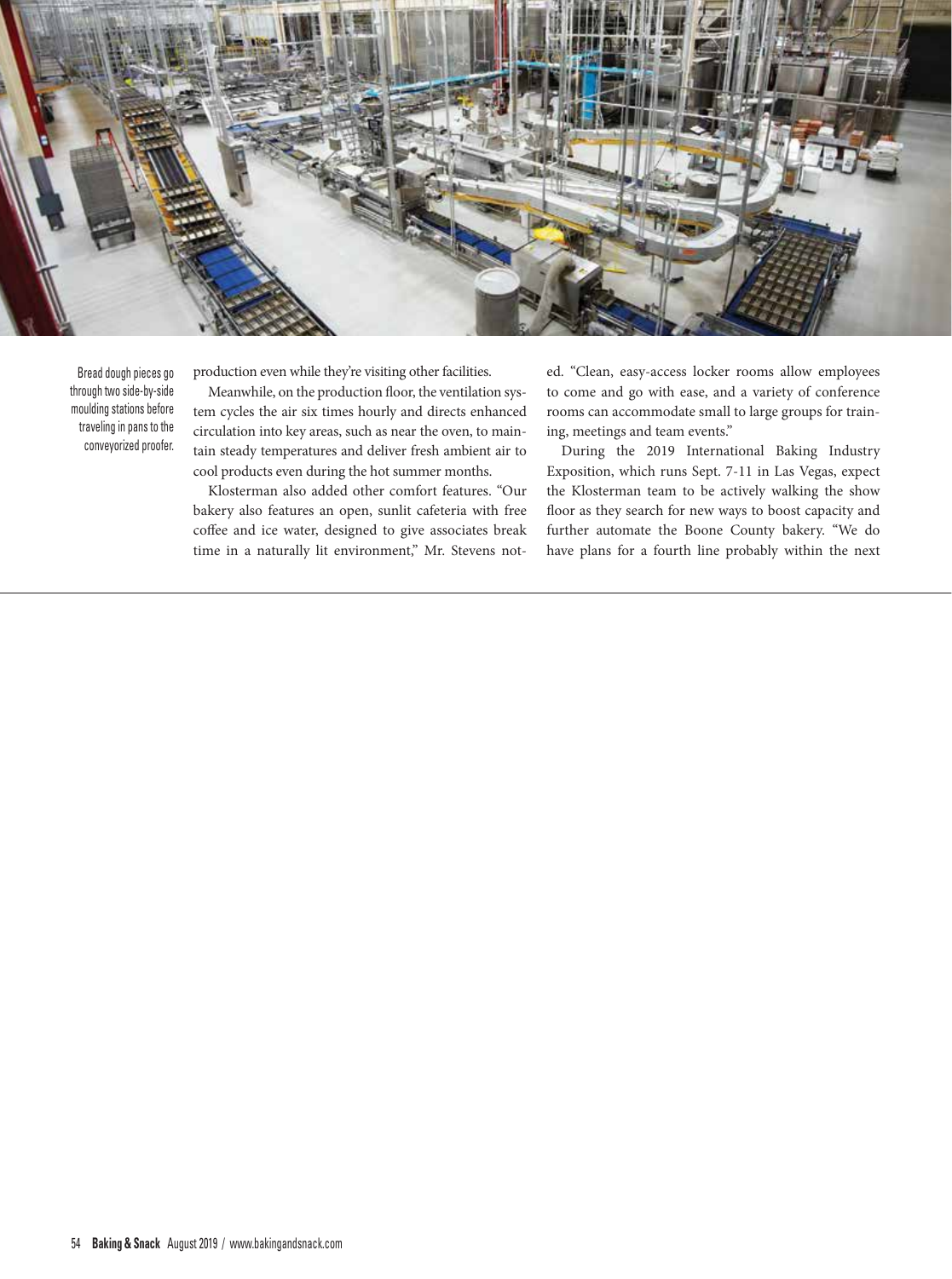Bread dough pieces go through two side-by-side moulding stations before traveling in pans to the conveyorized proofer.

production even while they're visiting other facilities.

Meanwhile, on the production floor, the ventilation system cycles the air six times hourly and directs enhanced circulation into key areas, such as near the oven, to maintain steady temperatures and deliver fresh ambient air to cool products even during the hot summer months.

Klosterman also added other comfort features. "Our bakery also features an open, sunlit cafeteria with free coffee and ice water, designed to give associates break time in a naturally lit environment," Mr. Stevens noted. "Clean, easy-access locker rooms allow employees to come and go with ease, and a variety of conference rooms can accommodate small to large groups for training, meetings and team events."

During the 2019 International Baking Industry Exposition, which runs Sept. 7-11 in Las Vegas, expect the Klosterman team to be actively walking the show floor as they search for new ways to boost capacity and further automate the Boone County bakery. "We do have plans for a fourth line probably within the next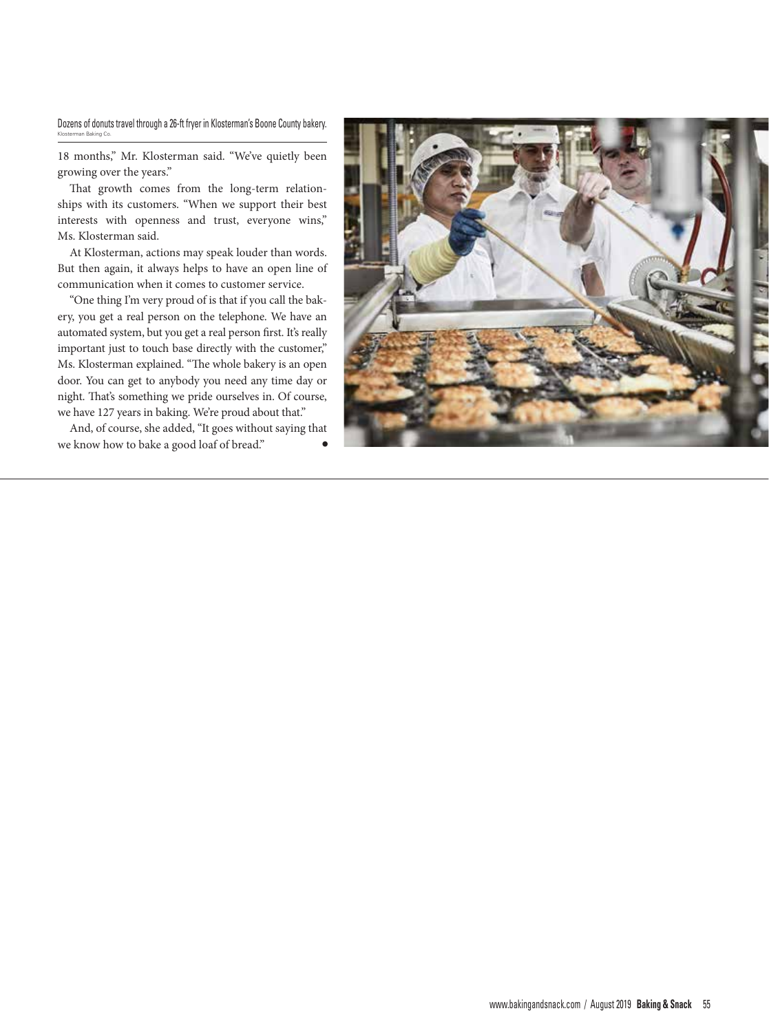Dozens of donuts travel through a 26-ft fryer in Klosterman's Boone County bakery.
Klosterman Baking Co.

18 months," Mr. Klosterman said. "We've quietly been growing over the years."

That growth comes from the long-term relationships with its customers. "When we support their best interests with openness and trust, everyone wins," Ms. Klosterman said.

At Klosterman, actions may speak louder than words. But then again, it always helps to have an open line of communication when it comes to customer service.

"One thing I'm very proud of is that if you call the bakery, you get a real person on the telephone. We have an automated system, but you get a real person first. It's really important just to touch base directly with the customer," Ms. Klosterman explained. "The whole bakery is an open door. You can get to anybody you need any time day or night. That's something we pride ourselves in. Of course, we have 127 years in baking. We're proud about that."

And, of course, she added, "It goes without saying that we know how to bake a good loaf of bread." •